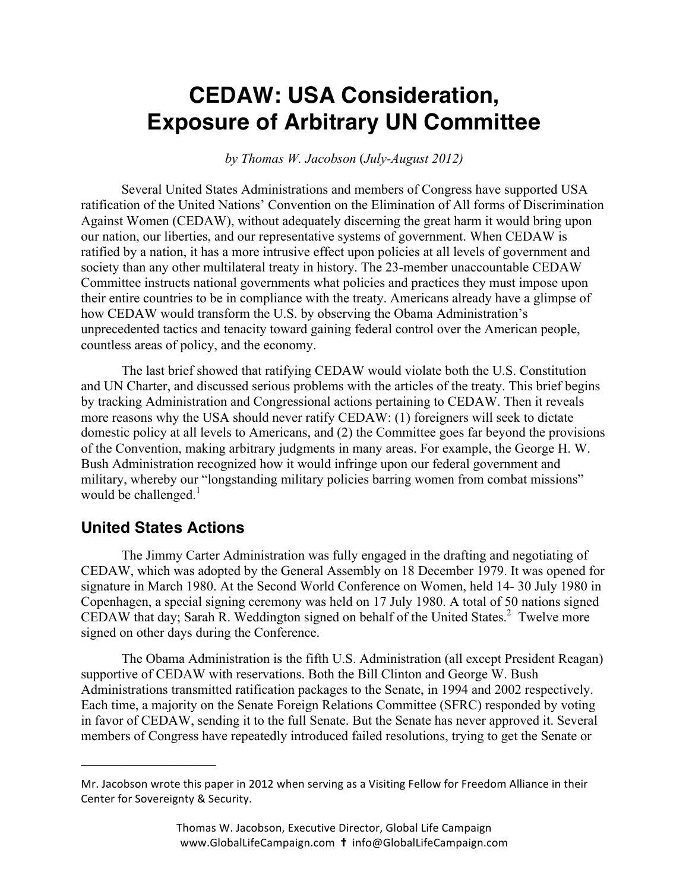# CEDAW: USA Consideration, Exposure of Arbitrary UN Committee

*by Thomas W. Jacobson (July-August 2012)*

Several United States Administrations and members of Congress have supported USA ratification of the United Nations' Convention on the Elimination of All forms of Discrimination Against Women (CEDAW), without adequately discerning the great harm it would bring upon our nation, our liberties, and our representative systems of government. When CEDAW is ratified by a nation, it has a more intrusive effect upon policies at all levels of government and society than any other multilateral treaty in history. The 23-member unaccountable CEDAW Committee instructs national governments what policies and practices they must impose upon their entire countries to be in compliance with the treaty. Americans already have a glimpse of how CEDAW would transform the U.S. by observing the Obama Administration's unprecedented tactics and tenacity toward gaining federal control over the American people, countless areas of policy, and the economy.

The last brief showed that ratifying CEDAW would violate both the U.S. Constitution and UN Charter, and discussed serious problems with the articles of the treaty. This brief begins by tracking Administration and Congressional actions pertaining to CEDAW. Then it reveals more reasons why the USA should never ratify CEDAW: (1) foreigners will seek to dictate domestic policy at all levels to Americans, and (2) the Committee goes far beyond the provisions of the Convention, making arbitrary judgments in many areas. For example, the George H. W. Bush Administration recognized how it would infringe upon our federal government and military, whereby our "longstanding military policies barring women from combat missions" would be challenged.[1]

## United States Actions

The Jimmy Carter Administration was fully engaged in the drafting and negotiating of CEDAW, which was adopted by the General Assembly on 18 December 1979. It was opened for signature in March 1980. At the Second World Conference on Women, held 14- 30 July 1980 in Copenhagen, a special signing ceremony was held on 17 July 1980. A total of 50 nations signed CEDAW that day; Sarah R. Weddington signed on behalf of the United States.[2] Twelve more signed on other days during the Conference.

The Obama Administration is the fifth U.S. Administration (all except President Reagan) supportive of CEDAW with reservations. Both the Bill Clinton and George W. Bush Administrations transmitted ratification packages to the Senate, in 1994 and 2002 respectively. Each time, a majority on the Senate Foreign Relations Committee (SFRC) responded by voting in favor of CEDAW, sending it to the full Senate. But the Senate has never approved it. Several members of Congress have repeatedly introduced failed resolutions, trying to get the Senate or

---

Mr. Jacobson wrote this paper in 2012 when serving as a Visiting Fellow for Freedom Alliance in their Center for Sovereignty & Security.

Thomas W. Jacobson, Executive Director, Global Life Campaign
www.GlobalLifeCampaign.com ✝ info@GlobalLifeCampaign.com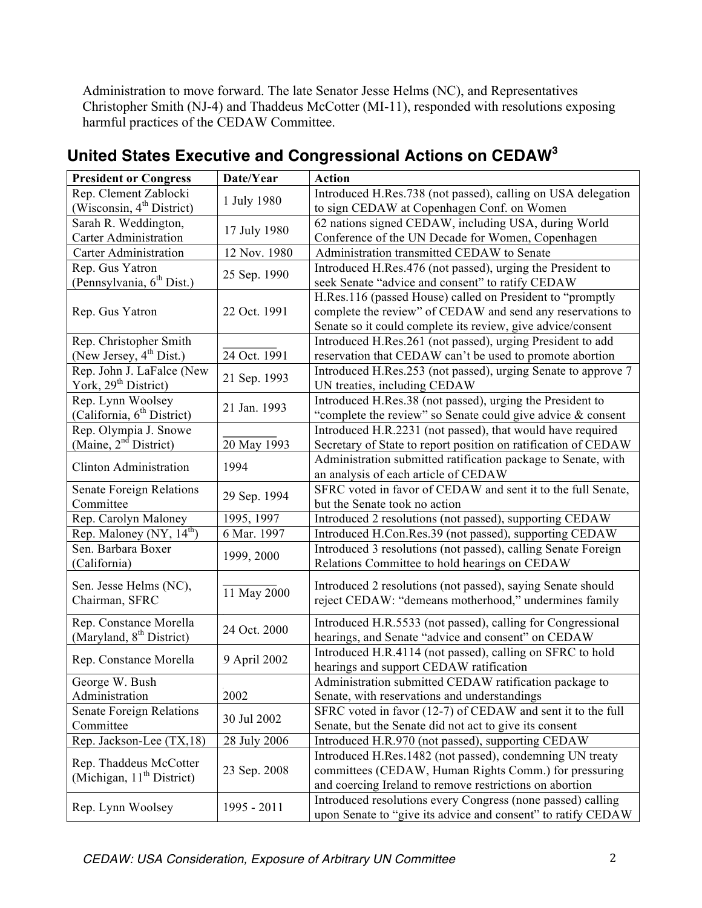Administration to move forward. The late Senator Jesse Helms (NC), and Representatives Christopher Smith (NJ-4) and Thaddeus McCotter (MI-11), responded with resolutions exposing harmful practices of the CEDAW Committee.

## United States Executive and Congressional Actions on CEDAW[3]

| President or Congress | Date/Year | Action |
|---|---|---|
| Rep. Clement Zablocki (Wisconsin, 4th District) | 1 July 1980 | Introduced H.Res.738 (not passed), calling on USA delegation to sign CEDAW at Copenhagen Conf. on Women |
| Sarah R. Weddington, Carter Administration | 17 July 1980 | 62 nations signed CEDAW, including USA, during World Conference of the UN Decade for Women, Copenhagen |
| Carter Administration | 12 Nov. 1980 | Administration transmitted CEDAW to Senate |
| Rep. Gus Yatron (Pennsylvania, 6th Dist.) | 25 Sep. 1990 | Introduced H.Res.476 (not passed), urging the President to seek Senate "advice and consent" to ratify CEDAW |
| Rep. Gus Yatron | 22 Oct. 1991 | H.Res.116 (passed House) called on President to "promptly complete the review" of CEDAW and send any reservations to Senate so it could complete its review, give advice/consent |
| Rep. Christopher Smith (New Jersey, 4th Dist.) | 24 Oct. 1991 | Introduced H.Res.261 (not passed), urging President to add reservation that CEDAW can't be used to promote abortion |
| Rep. John J. LaFalce (New York, 29th District) | 21 Sep. 1993 | Introduced H.Res.253 (not passed), urging Senate to approve 7 UN treaties, including CEDAW |
| Rep. Lynn Woolsey (California, 6th District) | 21 Jan. 1993 | Introduced H.Res.38 (not passed), urging the President to "complete the review" so Senate could give advice & consent |
| Rep. Olympia J. Snowe (Maine, 2nd District) | 20 May 1993 | Introduced H.R.2231 (not passed), that would have required Secretary of State to report position on ratification of CEDAW |
| Clinton Administration | 1994 | Administration submitted ratification package to Senate, with an analysis of each article of CEDAW |
| Senate Foreign Relations Committee | 29 Sep. 1994 | SFRC voted in favor of CEDAW and sent it to the full Senate, but the Senate took no action |
| Rep. Carolyn Maloney | 1995, 1997 | Introduced 2 resolutions (not passed), supporting CEDAW |
| Rep. Maloney (NY, 14th) | 6 Mar. 1997 | Introduced H.Con.Res.39 (not passed), supporting CEDAW |
| Sen. Barbara Boxer (California) | 1999, 2000 | Introduced 3 resolutions (not passed), calling Senate Foreign Relations Committee to hold hearings on CEDAW |
| Sen. Jesse Helms (NC), Chairman, SFRC | 11 May 2000 | Introduced 2 resolutions (not passed), saying Senate should reject CEDAW: "demeans motherhood," undermines family |
| Rep. Constance Morella (Maryland, 8th District) | 24 Oct. 2000 | Introduced H.R.5533 (not passed), calling for Congressional hearings, and Senate "advice and consent" on CEDAW |
| Rep. Constance Morella | 9 April 2002 | Introduced H.R.4114 (not passed), calling on SFRC to hold hearings and support CEDAW ratification |
| George W. Bush Administration | 2002 | Administration submitted CEDAW ratification package to Senate, with reservations and understandings |
| Senate Foreign Relations Committee | 30 Jul 2002 | SFRC voted in favor (12-7) of CEDAW and sent it to the full Senate, but the Senate did not act to give its consent |
| Rep. Jackson-Lee (TX,18) | 28 July 2006 | Introduced H.R.970 (not passed), supporting CEDAW |
| Rep. Thaddeus McCotter (Michigan, 11th District) | 23 Sep. 2008 | Introduced H.Res.1482 (not passed), condemning UN treaty committees (CEDAW, Human Rights Comm.) for pressuring and coercing Ireland to remove restrictions on abortion |
| Rep. Lynn Woolsey | 1995 - 2011 | Introduced resolutions every Congress (none passed) calling upon Senate to "give its advice and consent" to ratify CEDAW |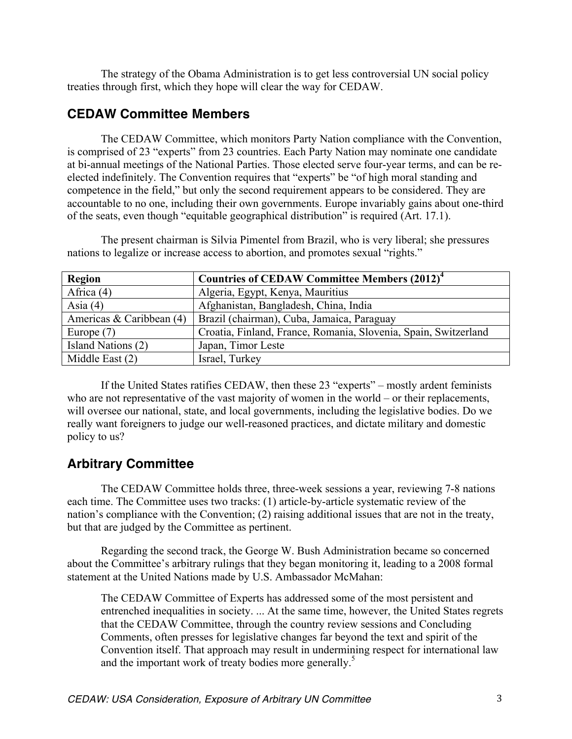The strategy of the Obama Administration is to get less controversial UN social policy treaties through first, which they hope will clear the way for CEDAW.

## CEDAW Committee Members

The CEDAW Committee, which monitors Party Nation compliance with the Convention, is comprised of 23 "experts" from 23 countries. Each Party Nation may nominate one candidate at bi-annual meetings of the National Parties. Those elected serve four-year terms, and can be re-elected indefinitely. The Convention requires that "experts" be "of high moral standing and competence in the field," but only the second requirement appears to be considered. They are accountable to no one, including their own governments. Europe invariably gains about one-third of the seats, even though "equitable geographical distribution" is required (Art. 17.1).

The present chairman is Silvia Pimentel from Brazil, who is very liberal; she pressures nations to legalize or increase access to abortion, and promotes sexual "rights."

| **Region** | **Countries of CEDAW Committee Members (2012)**[4] |
|---|---|
| Africa (4) | Algeria, Egypt, Kenya, Mauritius |
| Asia (4) | Afghanistan, Bangladesh, China, India |
| Americas & Caribbean (4) | Brazil (chairman), Cuba, Jamaica, Paraguay |
| Europe (7) | Croatia, Finland, France, Romania, Slovenia, Spain, Switzerland |
| Island Nations (2) | Japan, Timor Leste |
| Middle East (2) | Israel, Turkey |

If the United States ratifies CEDAW, then these 23 "experts" – mostly ardent feminists who are not representative of the vast majority of women in the world – or their replacements, will oversee our national, state, and local governments, including the legislative bodies. Do we really want foreigners to judge our well-reasoned practices, and dictate military and domestic policy to us?

## Arbitrary Committee

The CEDAW Committee holds three, three-week sessions a year, reviewing 7-8 nations each time. The Committee uses two tracks: (1) article-by-article systematic review of the nation's compliance with the Convention; (2) raising additional issues that are not in the treaty, but that are judged by the Committee as pertinent.

Regarding the second track, the George W. Bush Administration became so concerned about the Committee's arbitrary rulings that they began monitoring it, leading to a 2008 formal statement at the United Nations made by U.S. Ambassador McMahan:

> The CEDAW Committee of Experts has addressed some of the most persistent and entrenched inequalities in society. ... At the same time, however, the United States regrets that the CEDAW Committee, through the country review sessions and Concluding Comments, often presses for legislative changes far beyond the text and spirit of the Convention itself. That approach may result in undermining respect for international law and the important work of treaty bodies more generally.[5]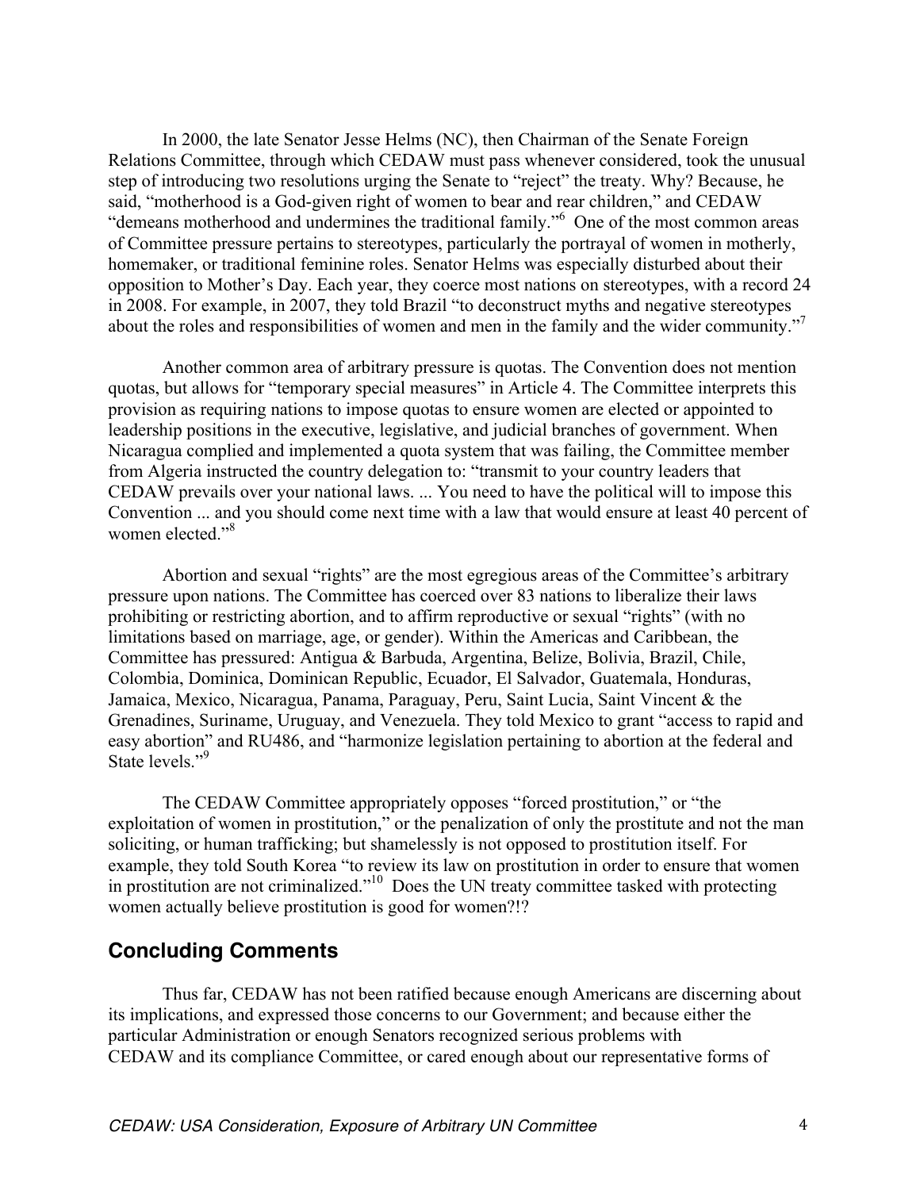In 2000, the late Senator Jesse Helms (NC), then Chairman of the Senate Foreign Relations Committee, through which CEDAW must pass whenever considered, took the unusual step of introducing two resolutions urging the Senate to "reject" the treaty. Why? Because, he said, "motherhood is a God-given right of women to bear and rear children," and CEDAW "demeans motherhood and undermines the traditional family."[6] One of the most common areas of Committee pressure pertains to stereotypes, particularly the portrayal of women in motherly, homemaker, or traditional feminine roles. Senator Helms was especially disturbed about their opposition to Mother's Day. Each year, they coerce most nations on stereotypes, with a record 24 in 2008. For example, in 2007, they told Brazil "to deconstruct myths and negative stereotypes about the roles and responsibilities of women and men in the family and the wider community."[7]

Another common area of arbitrary pressure is quotas. The Convention does not mention quotas, but allows for "temporary special measures" in Article 4. The Committee interprets this provision as requiring nations to impose quotas to ensure women are elected or appointed to leadership positions in the executive, legislative, and judicial branches of government. When Nicaragua complied and implemented a quota system that was failing, the Committee member from Algeria instructed the country delegation to: "transmit to your country leaders that CEDAW prevails over your national laws. ... You need to have the political will to impose this Convention ... and you should come next time with a law that would ensure at least 40 percent of women elected."[8]

Abortion and sexual "rights" are the most egregious areas of the Committee's arbitrary pressure upon nations. The Committee has coerced over 83 nations to liberalize their laws prohibiting or restricting abortion, and to affirm reproductive or sexual "rights" (with no limitations based on marriage, age, or gender). Within the Americas and Caribbean, the Committee has pressured: Antigua & Barbuda, Argentina, Belize, Bolivia, Brazil, Chile, Colombia, Dominica, Dominican Republic, Ecuador, El Salvador, Guatemala, Honduras, Jamaica, Mexico, Nicaragua, Panama, Paraguay, Peru, Saint Lucia, Saint Vincent & the Grenadines, Suriname, Uruguay, and Venezuela. They told Mexico to grant "access to rapid and easy abortion" and RU486, and "harmonize legislation pertaining to abortion at the federal and State levels."[9]

The CEDAW Committee appropriately opposes "forced prostitution," or "the exploitation of women in prostitution," or the penalization of only the prostitute and not the man soliciting, or human trafficking; but shamelessly is not opposed to prostitution itself. For example, they told South Korea "to review its law on prostitution in order to ensure that women in prostitution are not criminalized."[10] Does the UN treaty committee tasked with protecting women actually believe prostitution is good for women?!?

## Concluding Comments

Thus far, CEDAW has not been ratified because enough Americans are discerning about its implications, and expressed those concerns to our Government; and because either the particular Administration or enough Senators recognized serious problems with CEDAW and its compliance Committee, or cared enough about our representative forms of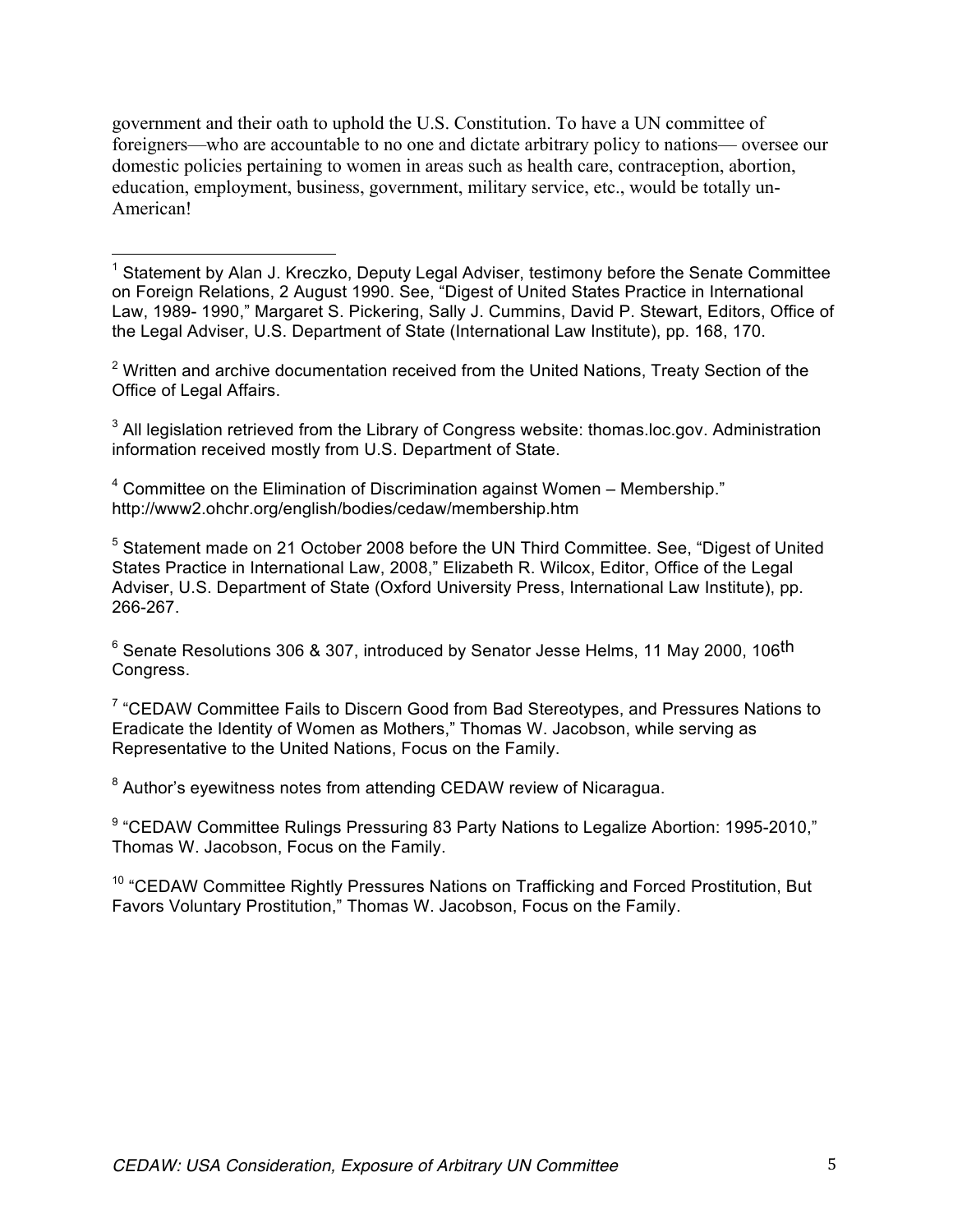government and their oath to uphold the U.S. Constitution. To have a UN committee of foreigners—who are accountable to no one and dictate arbitrary policy to nations— oversee our domestic policies pertaining to women in areas such as health care, contraception, abortion, education, employment, business, government, military service, etc., would be totally un-American!

---

[1] Statement by Alan J. Kreczko, Deputy Legal Adviser, testimony before the Senate Committee on Foreign Relations, 2 August 1990. See, "Digest of United States Practice in International Law, 1989- 1990," Margaret S. Pickering, Sally J. Cummins, David P. Stewart, Editors, Office of the Legal Adviser, U.S. Department of State (International Law Institute), pp. 168, 170.

[2] Written and archive documentation received from the United Nations, Treaty Section of the Office of Legal Affairs.

[3] All legislation retrieved from the Library of Congress website: thomas.loc.gov. Administration information received mostly from U.S. Department of State.

[4] Committee on the Elimination of Discrimination against Women – Membership." http://www2.ohchr.org/english/bodies/cedaw/membership.htm

[5] Statement made on 21 October 2008 before the UN Third Committee. See, "Digest of United States Practice in International Law, 2008," Elizabeth R. Wilcox, Editor, Office of the Legal Adviser, U.S. Department of State (Oxford University Press, International Law Institute), pp. 266-267.

[6] Senate Resolutions 306 & 307, introduced by Senator Jesse Helms, 11 May 2000, 106th Congress.

[7] "CEDAW Committee Fails to Discern Good from Bad Stereotypes, and Pressures Nations to Eradicate the Identity of Women as Mothers," Thomas W. Jacobson, while serving as Representative to the United Nations, Focus on the Family.

[8] Author's eyewitness notes from attending CEDAW review of Nicaragua.

[9] "CEDAW Committee Rulings Pressuring 83 Party Nations to Legalize Abortion: 1995-2010," Thomas W. Jacobson, Focus on the Family.

[10] "CEDAW Committee Rightly Pressures Nations on Trafficking and Forced Prostitution, But Favors Voluntary Prostitution," Thomas W. Jacobson, Focus on the Family.